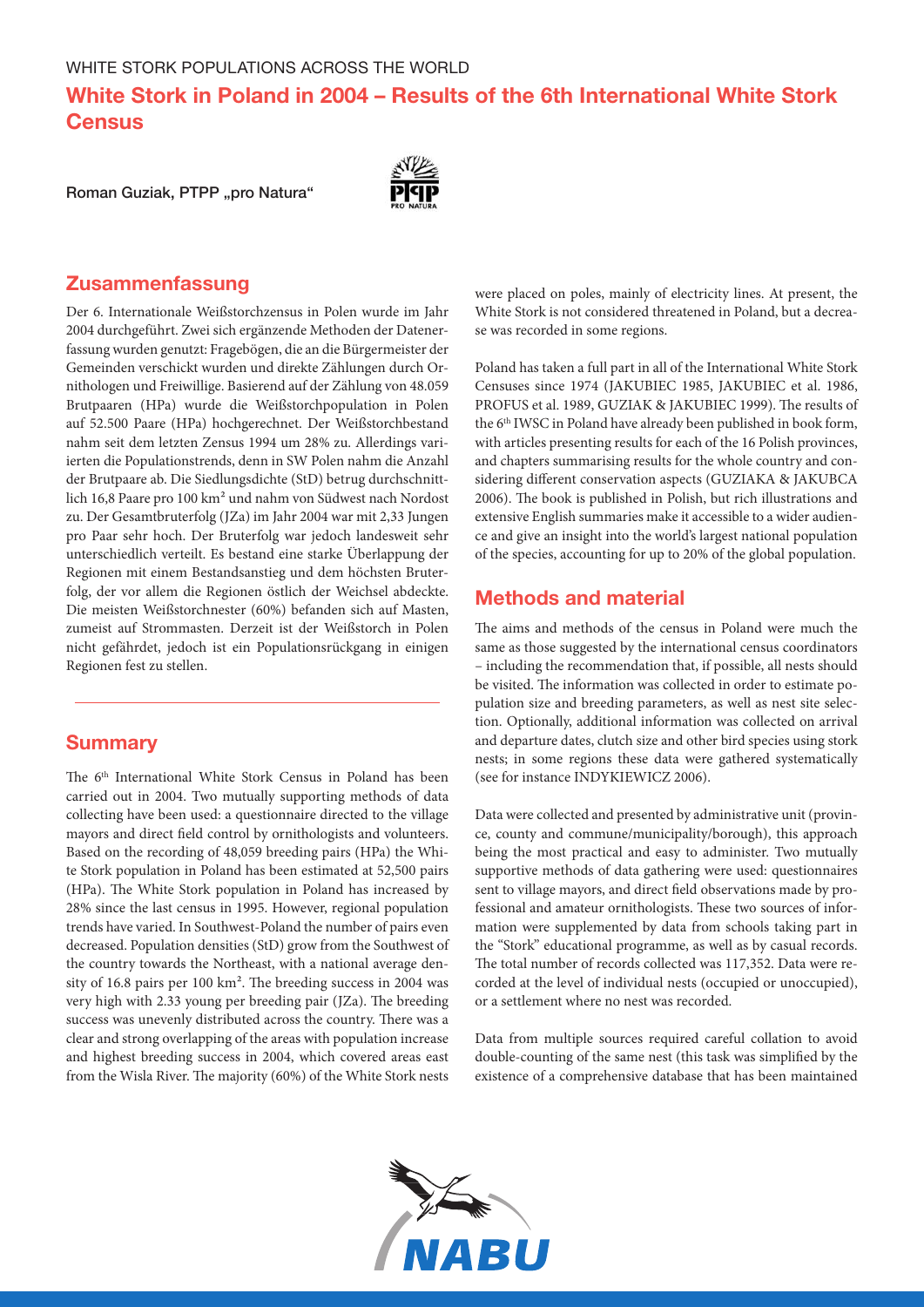WHITE STORK POPULATIONS ACROSS THE WORLD

# White Stork in Poland in 2004 – Results of the 6th International White Stork Census

Roman Guziak, PTPP „pro Natura"

## Zusammenfassung

Der 6. Internationale Weißstorchzensus in Polen wurde im Jahr 2004 durchgeführt. Zwei sich ergänzende Methoden der Datenerfassung wurden genutzt: Fragebögen, die an die Bürgermeister der Gemeinden verschickt wurden und direkte Zählungen durch Ornithologen und Freiwillige. Basierend auf der Zählung von 48.059 Brutpaaren (HPa) wurde die Weißstorchpopulation in Polen auf 52.500 Paare (HPa) hochgerechnet. Der Weißstorchbestand nahm seit dem letzten Zensus 1994 um 28% zu. Allerdings variierten die Populationstrends, denn in SW Polen nahm die Anzahl der Brutpaare ab. Die Siedlungsdichte (StD) betrug durchschnittlich 16,8 Paare pro 100 km² und nahm von Südwest nach Nordost zu. Der Gesamtbruterfolg (JZa) im Jahr 2004 war mit 2,33 Jungen pro Paar sehr hoch. Der Bruterfolg war jedoch landesweit sehr unterschiedlich verteilt. Es bestand eine starke Überlappung der Regionen mit einem Bestandsanstieg und dem höchsten Bruterfolg, der vor allem die Regionen östlich der Weichsel abdeckte. Die meisten Weißstorchnester (60%) befanden sich auf Masten, zumeist auf Strommasten. Derzeit ist der Weißstorch in Polen nicht gefährdet, jedoch ist ein Populationsrückgang in einigen Regionen fest zu stellen.

## Summary

The 6th International White Stork Census in Poland has been carried out in 2004. Two mutually supporting methods of data collecting have been used: a questionnaire directed to the village mayors and direct field control by ornithologists and volunteers. Based on the recording of 48,059 breeding pairs (HPa) the White Stork population in Poland has been estimated at 52,500 pairs (HPa). The White Stork population in Poland has increased by 28% since the last census in 1995. However, regional population trends have varied. In Southwest-Poland the number of pairs even decreased. Population densities (StD) grow from the Southwest of the country towards the Northeast, with a national average density of 16.8 pairs per 100 km². The breeding success in 2004 was very high with 2.33 young per breeding pair (JZa). The breeding success was unevenly distributed across the country. There was a clear and strong overlapping of the areas with population increase and highest breeding success in 2004, which covered areas east from the Wisla River. The majority (60%) of the White Stork nests were placed on poles, mainly of electricity lines. At present, the White Stork is not considered threatened in Poland, but a decrease was recorded in some regions.

Poland has taken a full part in all of the International White Stork Censuses since 1974 (JAKUBIEC 1985, JAKUBIEC et al. 1986, PROFUS et al. 1989, GUZIAK & JAKUBIEC 1999). The results of the 6th IWSC in Poland have already been published in book form, with articles presenting results for each of the 16 Polish provinces, and chapters summarising results for the whole country and considering different conservation aspects (GUZIAKA & JAKUBCA 2006). The book is published in Polish, but rich illustrations and extensive English summaries make it accessible to a wider audience and give an insight into the world's largest national population of the species, accounting for up to 20% of the global population.

## Methods and material

The aims and methods of the census in Poland were much the same as those suggested by the international census coordinators – including the recommendation that, if possible, all nests should be visited. The information was collected in order to estimate population size and breeding parameters, as well as nest site selection. Optionally, additional information was collected on arrival and departure dates, clutch size and other bird species using stork nests; in some regions these data were gathered systematically (see for instance INDYKIEWICZ 2006).

Data were collected and presented by administrative unit (province, county and commune/municipality/borough), this approach being the most practical and easy to administer. Two mutually supportive methods of data gathering were used: questionnaires sent to village mayors, and direct field observations made by professional and amateur ornithologists. These two sources of information were supplemented by data from schools taking part in the "Stork" educational programme, as well as by casual records. The total number of records collected was 117,352. Data were recorded at the level of individual nests (occupied or unoccupied), or a settlement where no nest was recorded.

Data from multiple sources required careful collation to avoid double-counting of the same nest (this task was simplified by the existence of a comprehensive database that has been maintained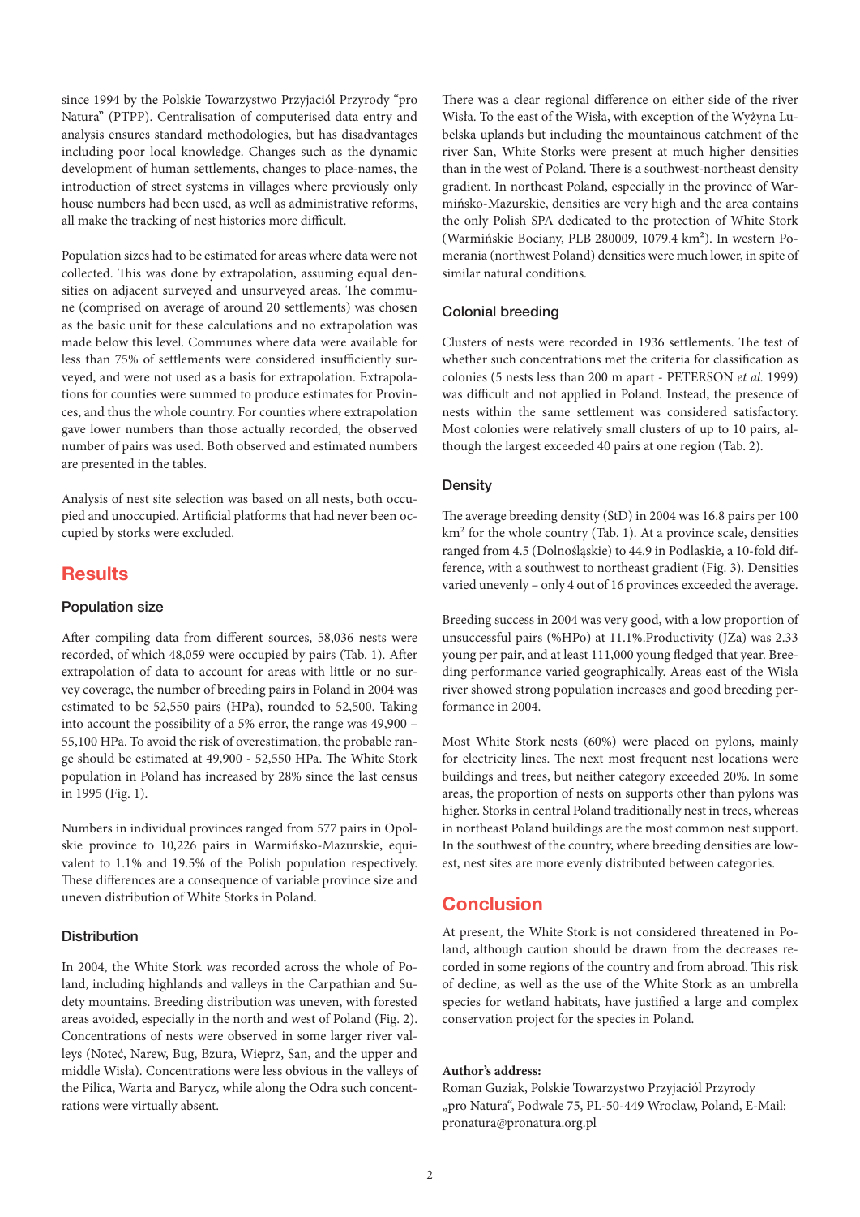since 1994 by the Polskie Towarzystwo Przyjaciół Przyrody "pro Natura" (PTPP). Centralisation of computerised data entry and analysis ensures standard methodologies, but has disadvantages including poor local knowledge. Changes such as the dynamic development of human settlements, changes to place-names, the introduction of street systems in villages where previously only house numbers had been used, as well as administrative reforms, all make the tracking of nest histories more difficult.

Population sizes had to be estimated for areas where data were not collected. This was done by extrapolation, assuming equal densities on adjacent surveyed and unsurveyed areas. The commune (comprised on average of around 20 settlements) was chosen as the basic unit for these calculations and no extrapolation was made below this level. Communes where data were available for less than 75% of settlements were considered insufficiently surveyed, and were not used as a basis for extrapolation. Extrapolations for counties were summed to produce estimates for Provinces, and thus the whole country. For counties where extrapolation gave lower numbers than those actually recorded, the observed number of pairs was used. Both observed and estimated numbers are presented in the tables.

Analysis of nest site selection was based on all nests, both occupied and unoccupied. Artificial platforms that had never been occupied by storks were excluded.

## Results

### Population size

After compiling data from different sources, 58,036 nests were recorded, of which 48,059 were occupied by pairs (Tab. 1). After extrapolation of data to account for areas with little or no survey coverage, the number of breeding pairs in Poland in 2004 was estimated to be 52,550 pairs (HPa), rounded to 52,500. Taking into account the possibility of a 5% error, the range was 49,900 – 55,100 HPa. To avoid the risk of overestimation, the probable range should be estimated at 49,900 - 52,550 HPa. The White Stork population in Poland has increased by 28% since the last census in 1995 (Fig. 1).

Numbers in individual provinces ranged from 577 pairs in Opolskie province to 10,226 pairs in Warmińsko-Mazurskie, equivalent to 1.1% and 19.5% of the Polish population respectively. These differences are a consequence of variable province size and uneven distribution of White Storks in Poland.

### Distribution

In 2004, the White Stork was recorded across the whole of Poland, including highlands and valleys in the Carpathian and Sudety mountains. Breeding distribution was uneven, with forested areas avoided, especially in the north and west of Poland (Fig. 2). Concentrations of nests were observed in some larger river valleys (Noteć, Narew, Bug, Bzura, Wieprz, San, and the upper and middle Wisła). Concentrations were less obvious in the valleys of the Pilica, Warta and Barycz, while along the Odra such concentrations were virtually absent.

There was a clear regional difference on either side of the river Wisła. To the east of the Wisła, with exception of the Wyżyna Lubelska uplands but including the mountainous catchment of the river San, White Storks were present at much higher densities than in the west of Poland. There is a southwest-northeast density gradient. In northeast Poland, especially in the province of Warmińsko-Mazurskie, densities are very high and the area contains the only Polish SPA dedicated to the protection of White Stork (Warmińskie Bociany, PLB 280009, 1079.4 km²). In western Pomerania (northwest Poland) densities were much lower, in spite of similar natural conditions.

### Colonial breeding

Clusters of nests were recorded in 1936 settlements. The test of whether such concentrations met the criteria for classification as colonies (5 nests less than 200 m apart - PETERSON *et al.* 1999) was difficult and not applied in Poland. Instead, the presence of nests within the same settlement was considered satisfactory. Most colonies were relatively small clusters of up to 10 pairs, although the largest exceeded 40 pairs at one region (Tab. 2).

### Density

The average breeding density (StD) in 2004 was 16.8 pairs per 100 km² for the whole country (Tab. 1). At a province scale, densities ranged from 4.5 (Dolnośląskie) to 44.9 in Podlaskie, a 10-fold difference, with a southwest to northeast gradient (Fig. 3). Densities varied unevenly – only 4 out of 16 provinces exceeded the average.

Breeding success in 2004 was very good, with a low proportion of unsuccessful pairs (%HPo) at 11.1%.Productivity (JZa) was 2.33 young per pair, and at least 111,000 young fledged that year. Breeding performance varied geographically. Areas east of the Wisla river showed strong population increases and good breeding performance in 2004.

Most White Stork nests (60%) were placed on pylons, mainly for electricity lines. The next most frequent nest locations were buildings and trees, but neither category exceeded 20%. In some areas, the proportion of nests on supports other than pylons was higher. Storks in central Poland traditionally nest in trees, whereas in northeast Poland buildings are the most common nest support. In the southwest of the country, where breeding densities are lowest, nest sites are more evenly distributed between categories.

## Conclusion

At present, the White Stork is not considered threatened in Poland, although caution should be drawn from the decreases recorded in some regions of the country and from abroad. This risk of decline, as well as the use of the White Stork as an umbrella species for wetland habitats, have justified a large and complex conservation project for the species in Poland.

**Author's address:**
Roman Guziak, Polskie Towarzystwo Przyjaciół Przyrody „pro Natura", Podwale 75, PL-50-449 Wroclaw, Poland, E-Mail: pronatura@pronatura.org.pl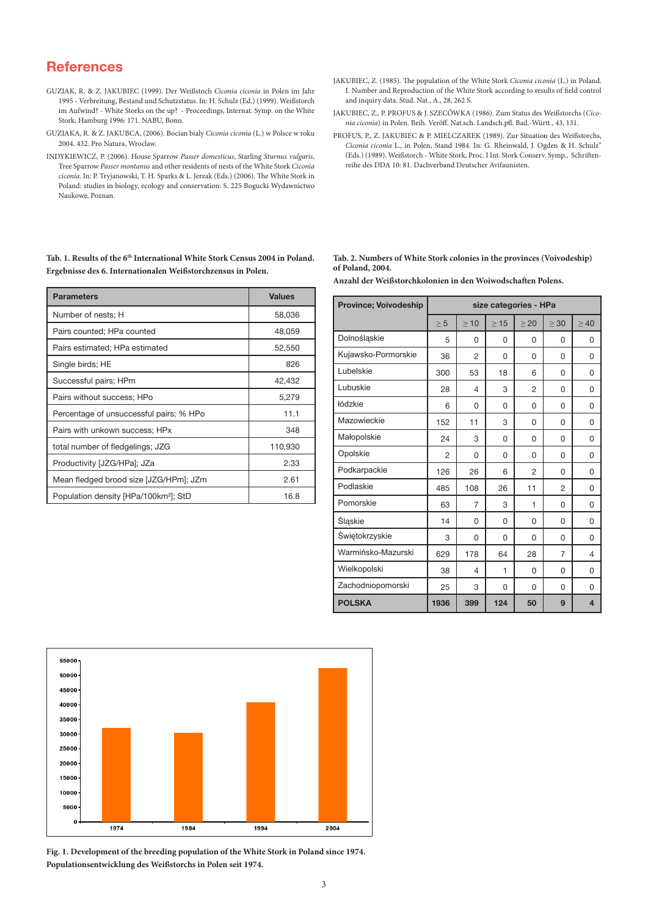## References

GUZIAK, R. & Z. JAKUBIEC (1999). Der Weißstoch *Ciconia ciconia* in Polen im Jahr 1995 - Verbreitung, Bestand und Schutzstatus. In: H. Schulz (Ed.) (1999). Weißstorch im Aufwind? - White Storks on the up? - Proceedings, Internat. Symp. on the White Stork, Hamburg 1996: 171. NABU, Bonn.

GUZIAKA, R. & Z. JAKUBCA, (2006). Bocian biały *Ciconia ciconia* (L.) w Polsce w roku 2004. 432. Pro Natura, Wrocław.

INDYKIEWICZ, P. (2006). House Sparrow *Passer domesticus*, Starling *Sturnus vulgaris*, Tree Sparrow *Passer montanus* and other residents of nests of the White Stork *Ciconia ciconia*. In: P. Tryjanowski, T. H. Sparks & L. Jerzak (Eds.) (2006). The White Stork in Poland: studies in biology, ecology and conservation: S. 225 Bogucki Wydawnictwo Naukowe, Poznan.

JAKUBIEC, Z. (1985). The population of the White Stork *Ciconia ciconia* (L.) in Poland. I. Number and Reproduction of the White Stork according to results of field control and inquiry data. Stud. Nat., A., 28, 262 S.

JAKUBIEC, Z., P. PROFUS & J. SZECÓWKA (1986). Zum Status des Weißstorchs (*Ciconia ciconia*) in Polen. Beih. Veröff. Nat.sch. Landsch.pfl. Bad.-Württ., 43, 131.

PROFUS, P., Z. JAKUBIEC & P. MIELCZAREK (1989). Zur Situation des Weißstorchs, *Ciconia ciconia* L., in Polen, Stand 1984. In: G. Rheinwald, J. Ogden & H. Schulz" (Eds.) (1989). Weißstorch - White Stork, Proc. I Int. Stork Conserv. Symp., Schriftenreihe des DDA 10: 81. Dachverband Deutscher Avifaunisten.

**Tab. 1. Results of the 6th International White Stork Census 2004 in Poland. Ergebnisse des 6. Internationalen Weißstorchzensus in Polen.**

| Parameters | Values |
|---|---|
| Number of nests; H | 58,036 |
| Pairs counted; HPa counted | 48,059 |
| Pairs estimated; HPa estimated | 52,550 |
| Single birds; HE | 826 |
| Successful pairs; HPm | 42,432 |
| Pairs without success; HPo | 5,279 |
| Percentage of unsuccessful pairs; % HPo | 11.1 |
| Pairs with unkown success; HPx | 348 |
| total number of fledgelings; JZG | 110,930 |
| Productivity [JZG/HPa]; JZa | 2.33 |
| Mean fledged brood size [JZG/HPm]; JZm | 2.61 |
| Population density [HPa/100km²]; StD | 16.8 |

**Tab. 2. Numbers of White Stork colonies in the provinces (Voivodeship) of Poland, 2004.**
**Anzahl der Weißstorchkolonien in den Woiwodschaften Polens.**

| Province; Voivodeship | size categories - HPa | | | | | |
|---|---|---|---|---|---|---|
| | ≥ 5 | ≥ 10 | ≥ 15 | ≥ 20 | ≥ 30 | ≥ 40 |
| Dolnośląskie | 5 | 0 | 0 | 0 | 0 | 0 |
| Kujawsko-Pormorskie | 36 | 2 | 0 | 0 | 0 | 0 |
| Lubelskie | 300 | 53 | 18 | 6 | 0 | 0 |
| Lubuskie | 28 | 4 | 3 | 2 | 0 | 0 |
| łódzkie | 6 | 0 | 0 | 0 | 0 | 0 |
| Mazowieckie | 152 | 11 | 3 | 0 | 0 | 0 |
| Małopolskie | 24 | 3 | 0 | 0 | 0 | 0 |
| Opolskie | 2 | 0 | 0 | 0 | 0 | 0 |
| Podkarpackie | 126 | 26 | 6 | 2 | 0 | 0 |
| Podlaskie | 485 | 108 | 26 | 11 | 2 | 0 |
| Pomorskie | 63 | 7 | 3 | 1 | 0 | 0 |
| Śląskie | 14 | 0 | 0 | 0 | 0 | 0 |
| Świętokrzyskie | 3 | 0 | 0 | 0 | 0 | 0 |
| Warmińsko-Mazurski | 629 | 178 | 64 | 28 | 7 | 4 |
| Wielkopolski | 38 | 4 | 1 | 0 | 0 | 0 |
| Zachodniopomorski | 25 | 3 | 0 | 0 | 0 | 0 |
| **POLSKA** | **1936** | **399** | **124** | **50** | **9** | **4** |

**Fig. 1. Development of the breeding population of the White Stork in Poland since 1974. Populationsentwicklung des Weißstorchs in Polen seit 1974.**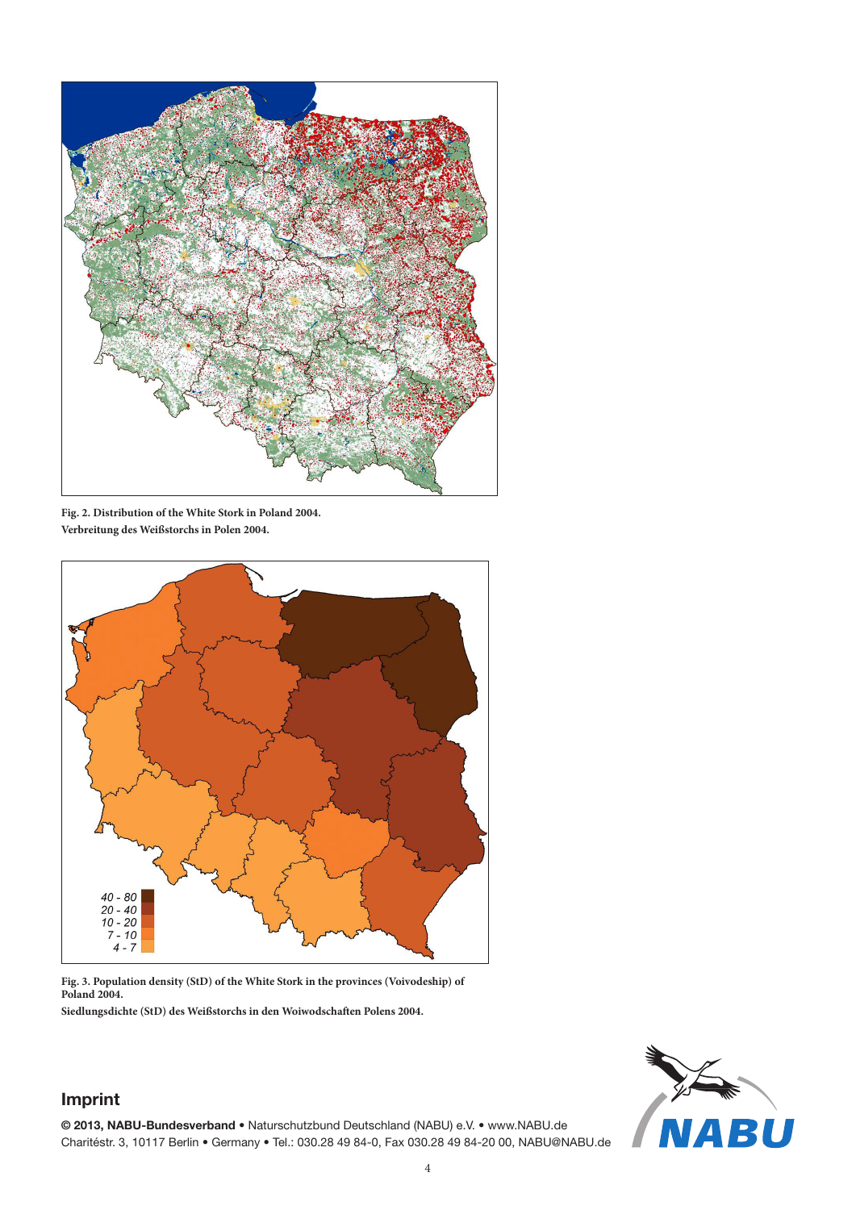Fig. 2. Distribution of the White Stork in Poland 2004.
Verbreitung des Weißstorchs in Polen 2004.

40 - 80
20 - 40
10 - 20
7 - 10
4 - 7

Fig. 3. Population density (StD) of the White Stork in the provinces (Voivodeship) of Poland 2004.
Siedlungsdichte (StD) des Weißstorchs in den Woiwodschaften Polens 2004.

## Imprint

**© 2013, NABU-Bundesverband** • Naturschutzbund Deutschland (NABU) e.V. • www.NABU.de
Charitéstr. 3, 10117 Berlin • Germany • Tel.: 030.28 49 84-0, Fax 030.28 49 84-20 00, NABU@NABU.de